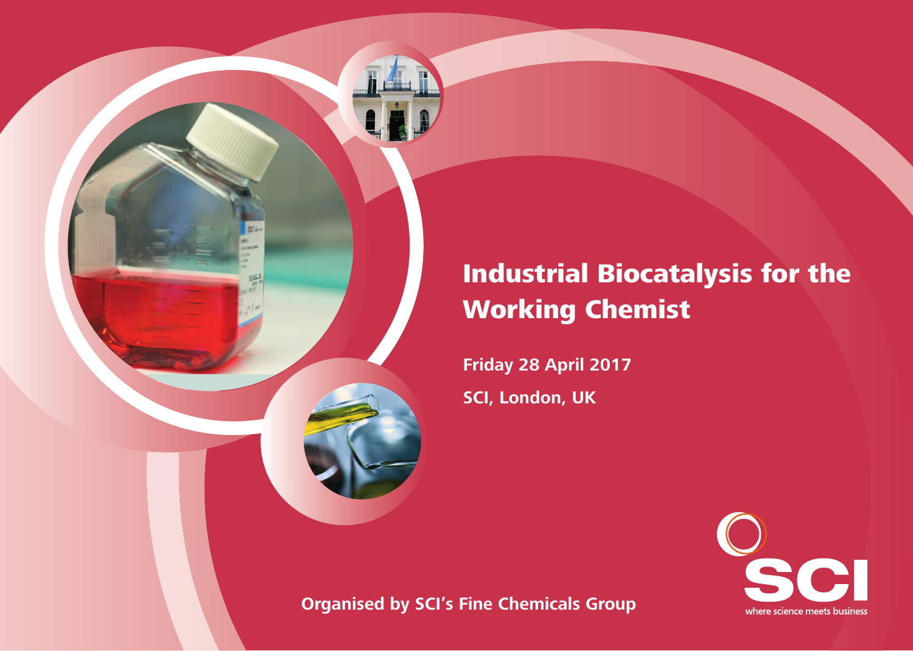# Industrial Biocatalysis for the Working Chemist

**Friday 28 April 2017**

**SCI, London, UK**

**Organised by SCI's Fine Chemicals Group**

SCI

where science meets business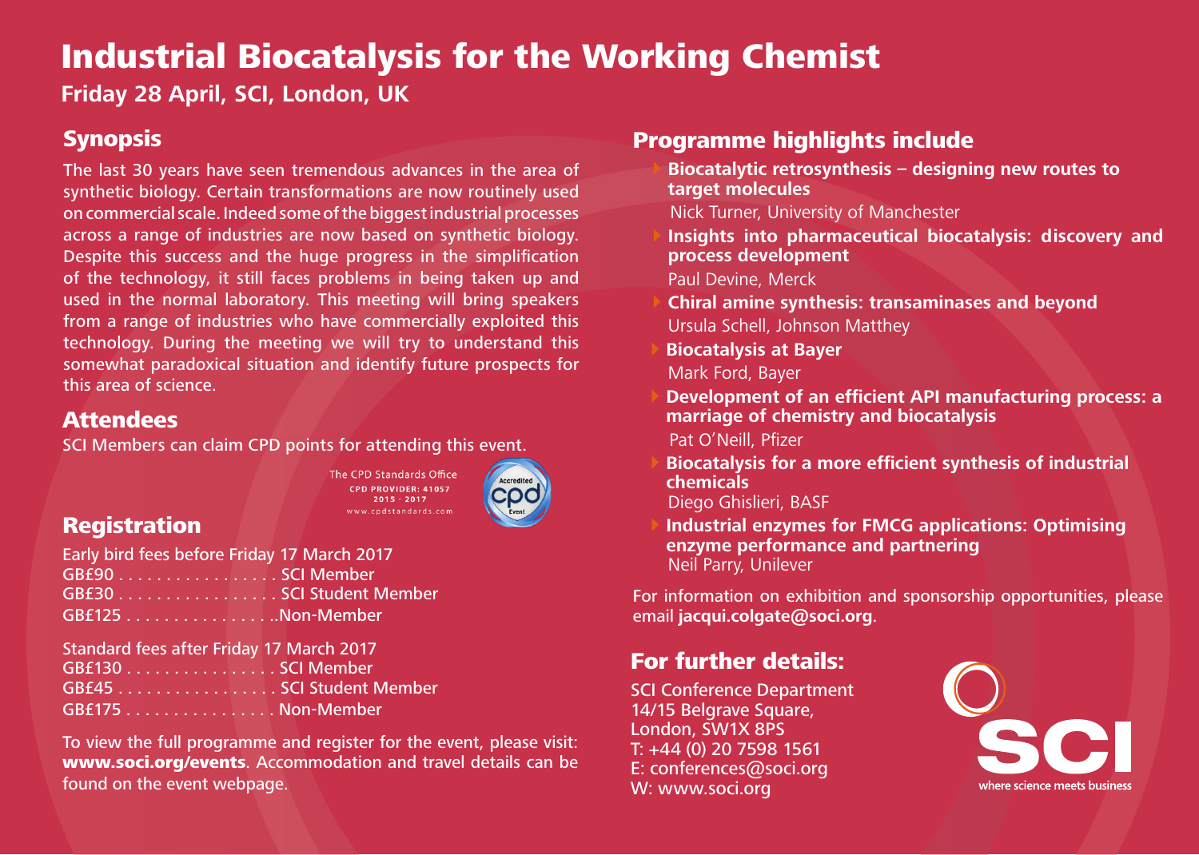# Industrial Biocatalysis for the Working Chemist

**Friday 28 April, SCI, London, UK**

## Synopsis

The last 30 years have seen tremendous advances in the area of synthetic biology. Certain transformations are now routinely used on commercial scale. Indeed some of the biggest industrial processes across a range of industries are now based on synthetic biology. Despite this success and the huge progress in the simplification of the technology, it still faces problems in being taken up and used in the normal laboratory. This meeting will bring speakers from a range of industries who have commercially exploited this technology. During the meeting we will try to understand this somewhat paradoxical situation and identify future prospects for this area of science.

## Attendees

SCI Members can claim CPD points for attending this event.

The CPD Standards Office
CPD PROVIDER: 41057
2015 - 2017
www.cpdstandards.com

Accredited cpd Event

## Registration

Early bird fees before Friday 17 March 2017
GB£90 . . . . . . . . . . . . . . . . . SCI Member
GB£30 . . . . . . . . . . . . . . . . . SCI Student Member
GB£125 . . . . . . . . . . . . . . . ..Non-Member

Standard fees after Friday 17 March 2017
GB£130 . . . . . . . . . . . . . . . . SCI Member
GB£45 . . . . . . . . . . . . . . . . . SCI Student Member
GB£175 . . . . . . . . . . . . . . . . Non-Member

To view the full programme and register for the event, please visit: **www.soci.org/events**. Accommodation and travel details can be found on the event webpage.

## Programme highlights include

- **Biocatalytic retrosynthesis – designing new routes to target molecules**
  Nick Turner, University of Manchester
- **Insights into pharmaceutical biocatalysis: discovery and process development**
  Paul Devine, Merck
- **Chiral amine synthesis: transaminases and beyond**
  Ursula Schell, Johnson Matthey
- **Biocatalysis at Bayer**
  Mark Ford, Bayer
- **Development of an efficient API manufacturing process: a marriage of chemistry and biocatalysis**
  Pat O'Neill, Pfizer
- **Biocatalysis for a more efficient synthesis of industrial chemicals**
  Diego Ghislieri, BASF
- **Industrial enzymes for FMCG applications: Optimising enzyme performance and partnering**
  Neil Parry, Unilever

For information on exhibition and sponsorship opportunities, please email **jacqui.colgate@soci.org**.

## For further details:

SCI Conference Department
14/15 Belgrave Square,
London, SW1X 8PS
T: +44 (0) 20 7598 1561
E: conferences@soci.org
W: www.soci.org

SCI
where science meets business